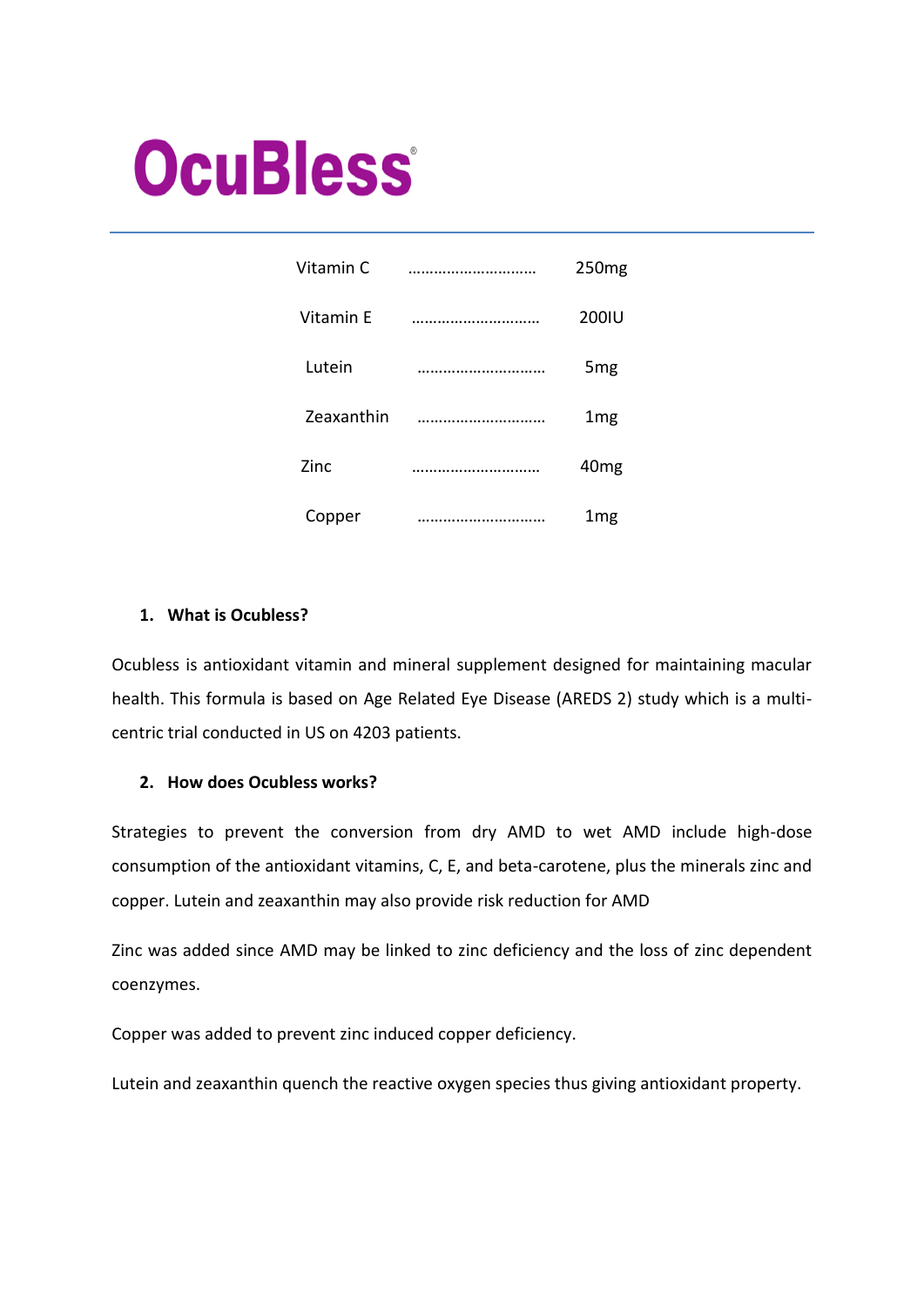# OcuBless®

| | | |
|---|---|---|
| Vitamin C | ………………………… | 250mg |
| Vitamin E | ………………………… | 200IU |
| Lutein | ………………………… | 5mg |
| Zeaxanthin | ………………………… | 1mg |
| Zinc | ………………………… | 40mg |
| Copper | ………………………… | 1mg |

## 1. What is Ocubless?

Ocubless is antioxidant vitamin and mineral supplement designed for maintaining macular health. This formula is based on Age Related Eye Disease (AREDS 2) study which is a multi-centric trial conducted in US on 4203 patients.

## 2. How does Ocubless works?

Strategies to prevent the conversion from dry AMD to wet AMD include high-dose consumption of the antioxidant vitamins, C, E, and beta-carotene, plus the minerals zinc and copper. Lutein and zeaxanthin may also provide risk reduction for AMD

Zinc was added since AMD may be linked to zinc deficiency and the loss of zinc dependent coenzymes.

Copper was added to prevent zinc induced copper deficiency.

Lutein and zeaxanthin quench the reactive oxygen species thus giving antioxidant property.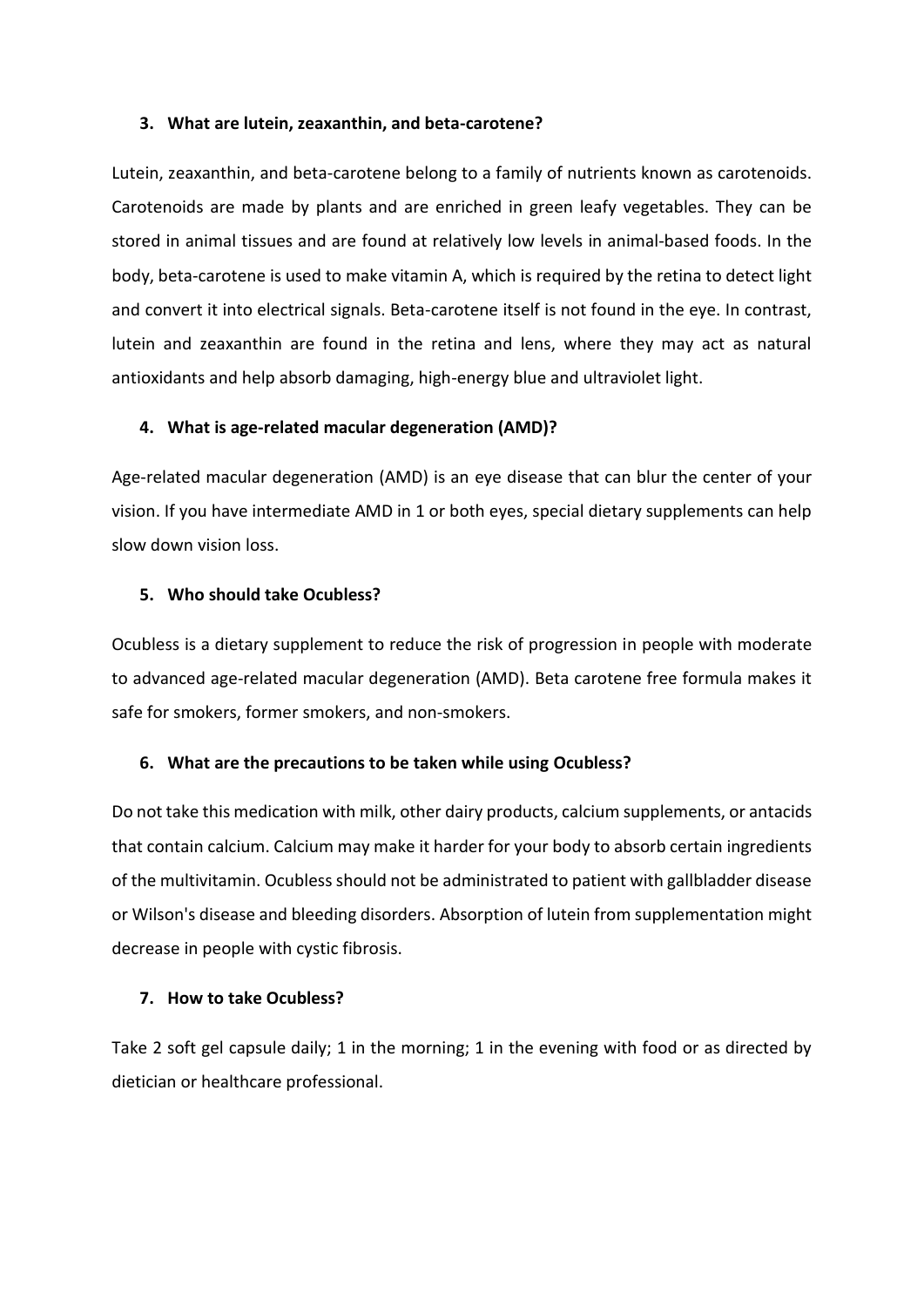### 3. What are lutein, zeaxanthin, and beta-carotene?

Lutein, zeaxanthin, and beta-carotene belong to a family of nutrients known as carotenoids. Carotenoids are made by plants and are enriched in green leafy vegetables. They can be stored in animal tissues and are found at relatively low levels in animal-based foods. In the body, beta-carotene is used to make vitamin A, which is required by the retina to detect light and convert it into electrical signals. Beta-carotene itself is not found in the eye. In contrast, lutein and zeaxanthin are found in the retina and lens, where they may act as natural antioxidants and help absorb damaging, high-energy blue and ultraviolet light.

### 4. What is age-related macular degeneration (AMD)?

Age-related macular degeneration (AMD) is an eye disease that can blur the center of your vision. If you have intermediate AMD in 1 or both eyes, special dietary supplements can help slow down vision loss.

### 5. Who should take Ocubless?

Ocubless is a dietary supplement to reduce the risk of progression in people with moderate to advanced age-related macular degeneration (AMD). Beta carotene free formula makes it safe for smokers, former smokers, and non-smokers.

### 6. What are the precautions to be taken while using Ocubless?

Do not take this medication with milk, other dairy products, calcium supplements, or antacids that contain calcium. Calcium may make it harder for your body to absorb certain ingredients of the multivitamin. Ocubless should not be administrated to patient with gallbladder disease or Wilson's disease and bleeding disorders. Absorption of lutein from supplementation might decrease in people with cystic fibrosis.

### 7. How to take Ocubless?

Take 2 soft gel capsule daily; 1 in the morning; 1 in the evening with food or as directed by dietician or healthcare professional.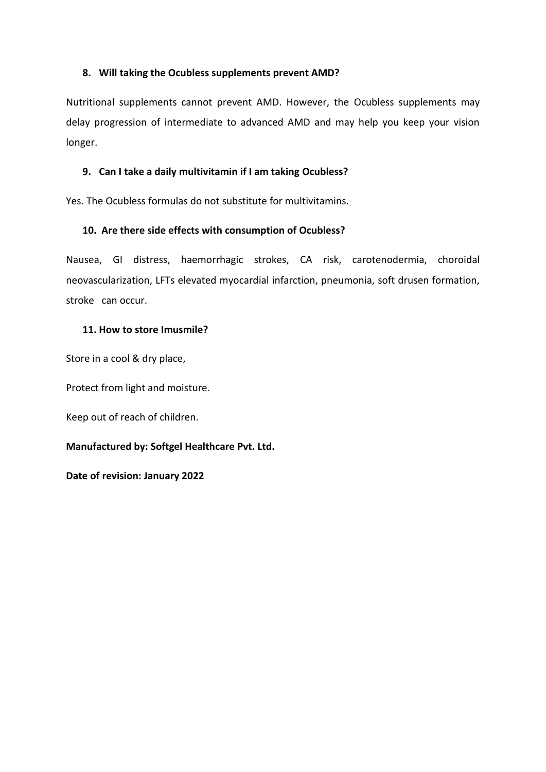### 8. Will taking the Ocubless supplements prevent AMD?

Nutritional supplements cannot prevent AMD. However, the Ocubless supplements may delay progression of intermediate to advanced AMD and may help you keep your vision longer.

### 9. Can I take a daily multivitamin if I am taking Ocubless?

Yes. The Ocubless formulas do not substitute for multivitamins.

### 10. Are there side effects with consumption of Ocubless?

Nausea, GI distress, haemorrhagic strokes, CA risk, carotenodermia, choroidal neovascularization, LFTs elevated myocardial infarction, pneumonia, soft drusen formation, stroke can occur.

### 11. How to store Imusmile?

Store in a cool & dry place,

Protect from light and moisture.

Keep out of reach of children.

**Manufactured by: Softgel Healthcare Pvt. Ltd.**

**Date of revision: January 2022**